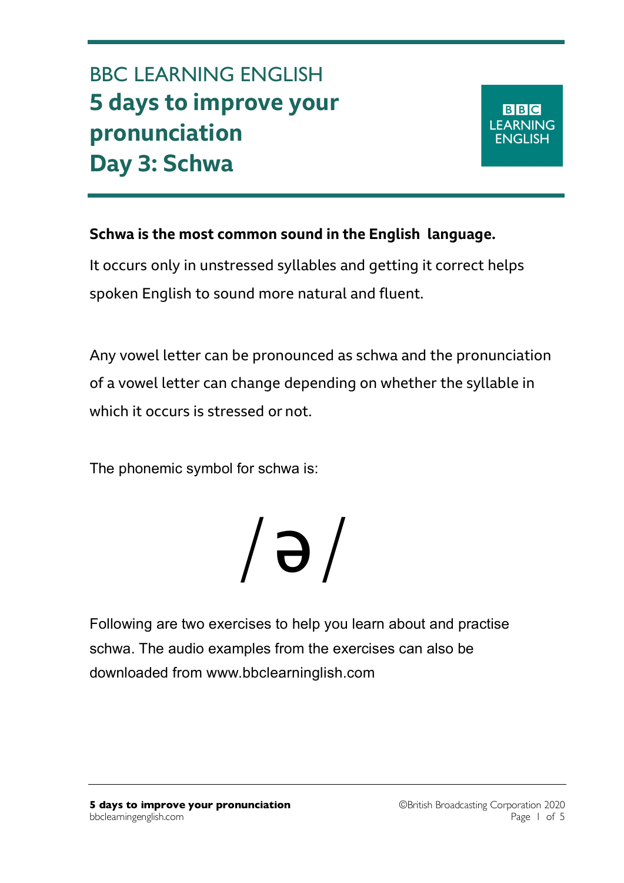BBC LEARNING ENGLISH

# 5 days to improve your pronunciation
# Day 3: Schwa

**Schwa is the most common sound in the English language.**

It occurs only in unstressed syllables and getting it correct helps spoken English to sound more natural and fluent.

Any vowel letter can be pronounced as schwa and the pronunciation of a vowel letter can change depending on whether the syllable in which it occurs is stressed or not.

The phonemic symbol for schwa is:

/ ə /

Following are two exercises to help you learn about and practise schwa. The audio examples from the exercises can also be downloaded from www.bbclearninglish.com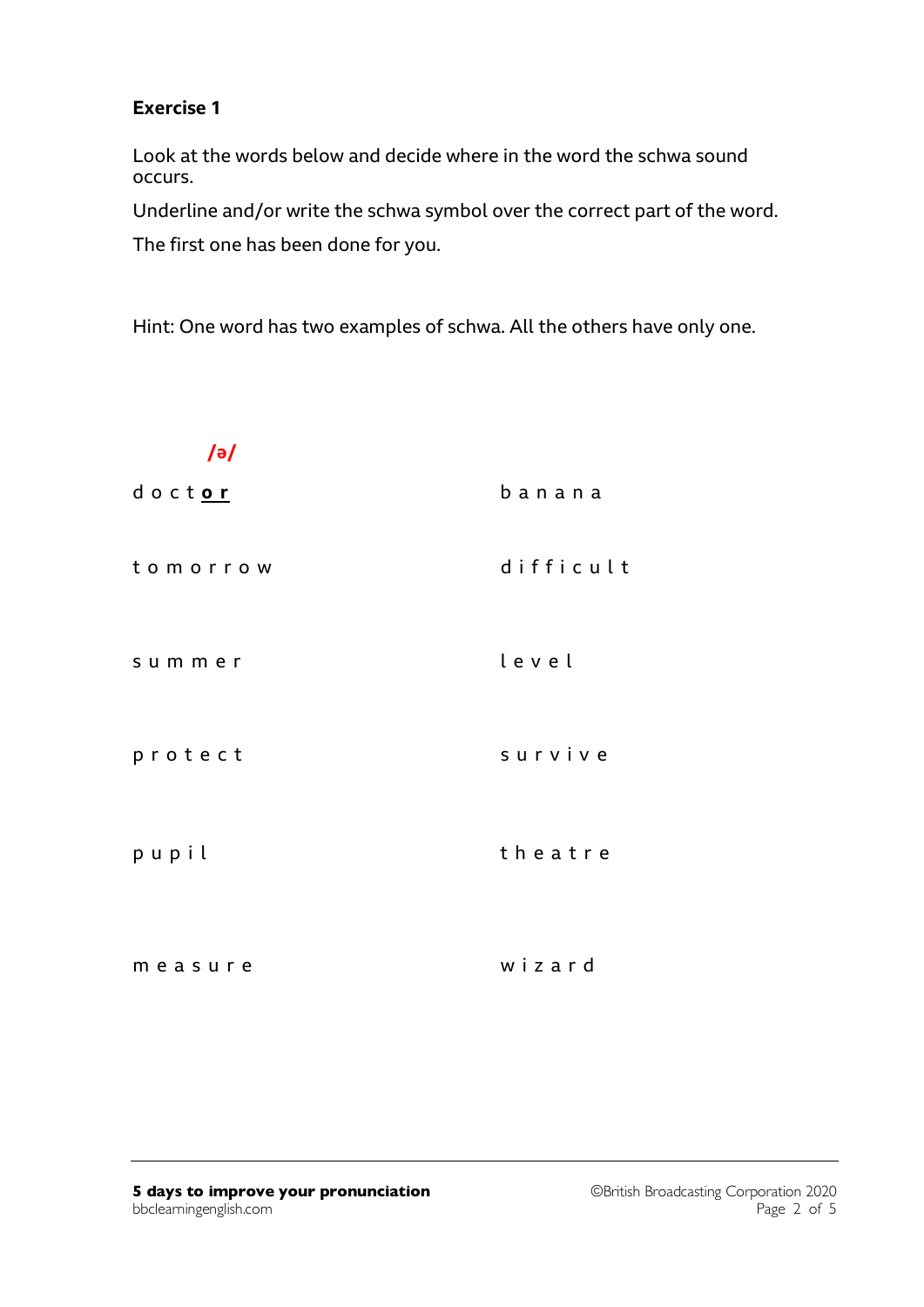**Exercise 1**

Look at the words below and decide where in the word the schwa sound occurs.

Underline and/or write the schwa symbol over the correct part of the word.

The first one has been done for you.

Hint: One word has two examples of schwa. All the others have only one.

| | |
|---|---|
| /ə/<br>d o c t **o r** | b a n a n a |
| t o m o r r o w | d i f f i c u l t |
| s u m m e r | l e v e l |
| p r o t e c t | s u r v i v e |
| p u p i l | t h e a t r e |
| m e a s u r e | w i z a r d |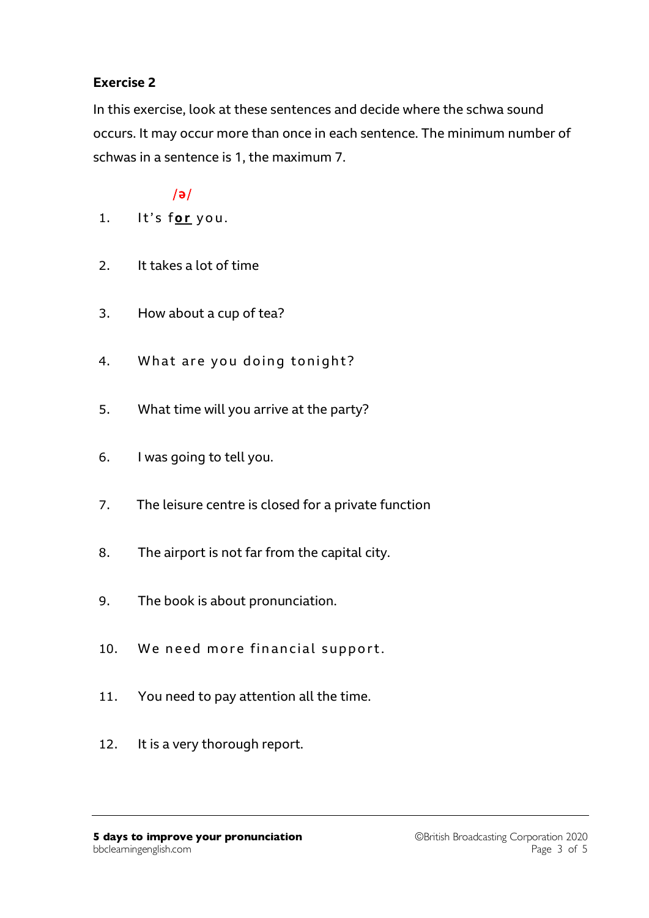**Exercise 2**

In this exercise, look at these sentences and decide where the schwa sound occurs. It may occur more than once in each sentence. The minimum number of schwas in a sentence is 1, the maximum 7.

/ə/

1. It's f**<u>or</u>** you.
2. It takes a lot of time
3. How about a cup of tea?
4. What are you doing tonight?
5. What time will you arrive at the party?
6. I was going to tell you.
7. The leisure centre is closed for a private function
8. The airport is not far from the capital city.
9. The book is about pronunciation.
10. We need more financial support.
11. You need to pay attention all the time.
12. It is a very thorough report.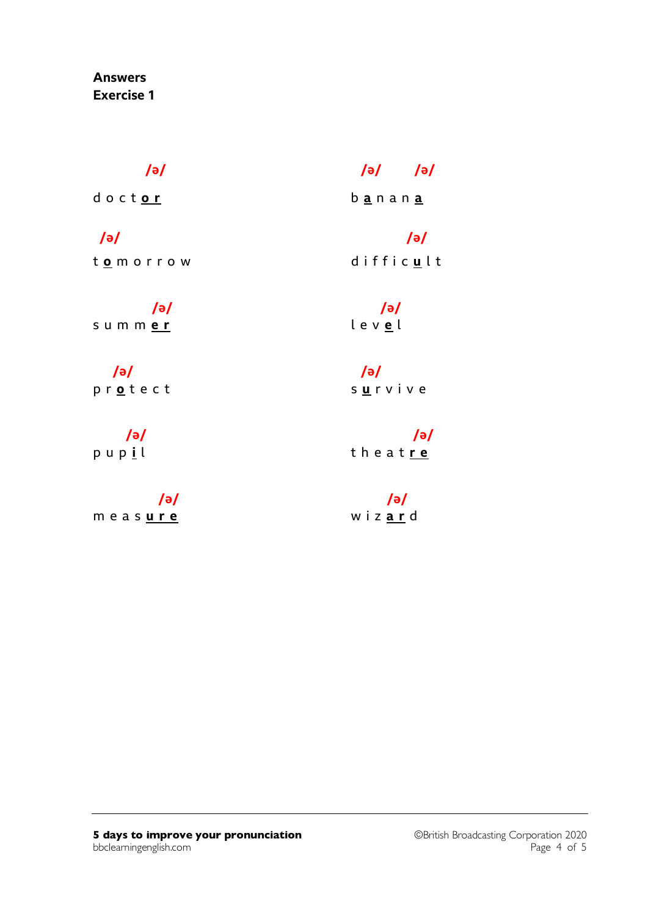**Answers**
**Exercise 1**

| | |
|---|---|
| d o c t **o r** /ə/ | b **a** n a n **a** /ə/ /ə/ |
| t **o** m o r r o w /ə/ | d i f f i c **u** l t /ə/ |
| s u m m **e r** /ə/ | l e v **e** l /ə/ |
| p r **o** t e c t /ə/ | s **u** r v i v e /ə/ |
| p u p **i** l /ə/ | t h e a t **r e** /ə/ |
| m e a s **u r e** /ə/ | w i z **a r** d /ə/ |

**5 days to improve your pronunciation**
bbclearningenglish.com

©British Broadcasting Corporation 2020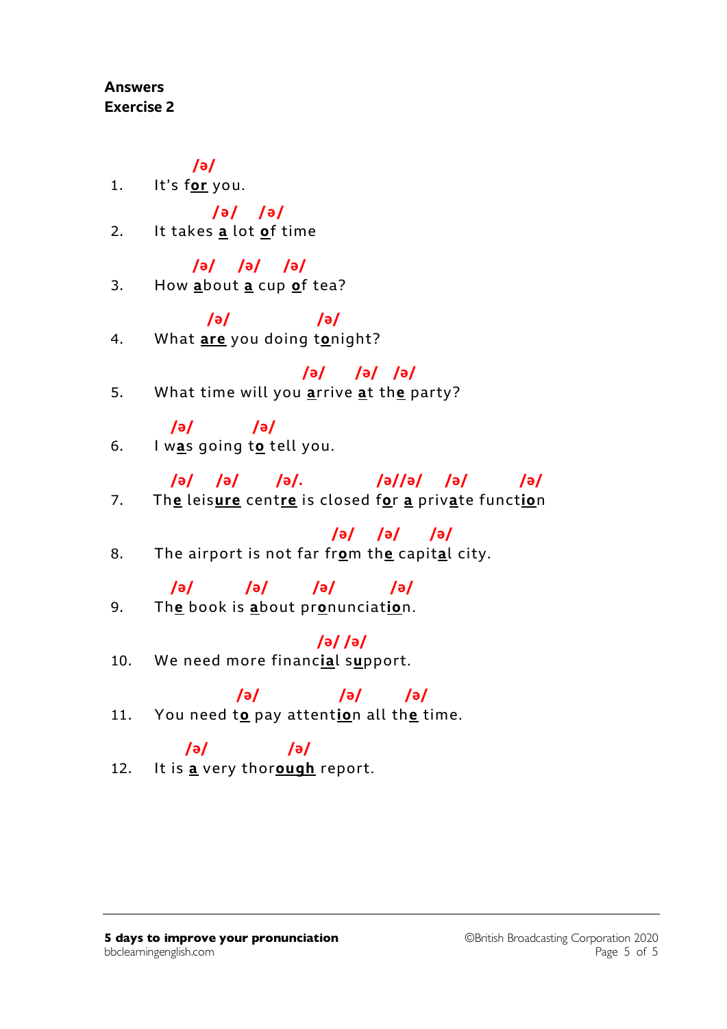**Answers**
**Exercise 2**

1. It's f**or** you. (/ə/)
2. It takes **a** lot **o**f time (/ə/ /ə/)
3. How **a**bout **a** cup **o**f tea? (/ə/ /ə/ /ə/)
4. What **are** you doing t**o**night? (/ə/ /ə/)
5. What time will you **a**rrive **a**t th**e** party? (/ə/ /ə/ /ə/)
6. I w**a**s going t**o** tell you. (/ə/ /ə/)
7. Th**e** leis**ure** cent**re** is closed f**o**r **a** priv**a**te funct**io**n (/ə/ /ə/ /ə/. /ə//ə/ /ə/ /ə/)
8. The airport is not far fr**o**m th**e** capit**a**l city. (/ə/ /ə/ /ə/)
9. Th**e** book is **a**bout pr**o**nunciat**io**n. (/ə/ /ə/ /ə/ /ə/)
10. We need more financ**ia**l s**u**pport. (/ə/ /ə/)
11. You need t**o** pay attent**io**n all th**e** time. (/ə/ /ə/ /ə/)
12. It is **a** very thor**ough** report. (/ə/ /ə/)

**5 days to improve your pronunciation**
bbclearningenglish.com

©British Broadcasting Corporation 2020